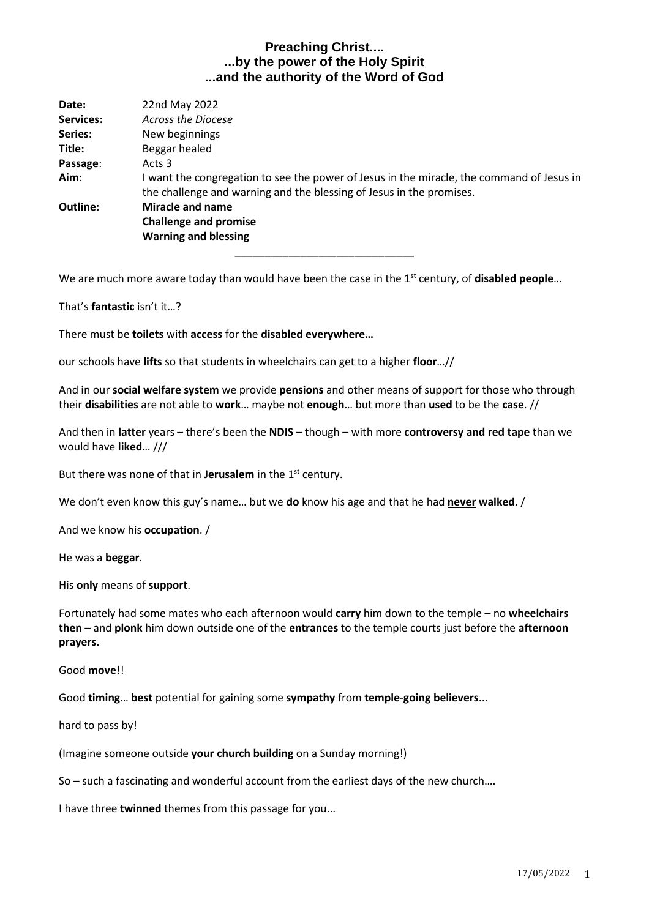# Preaching Christ....
# ...by the power of the Holy Spirit
# ...and the authority of the Word of God

| | |
|---|---|
| **Date:** | 22nd May 2022 |
| **Services:** | *Across the Diocese* |
| **Series:** | New beginnings |
| **Title:** | Beggar healed |
| **Passage**: | Acts 3 |
| **Aim**: | I want the congregation to see the power of Jesus in the miracle, the command of Jesus in the challenge and warning and the blessing of Jesus in the promises. |
| **Outline:** | **Miracle and name**<br>**Challenge and promise**<br>**Warning and blessing** |

---

We are much more aware today than would have been the case in the 1st century, of **disabled people**…

That's **fantastic** isn't it…?

There must be **toilets** with **access** for the **disabled everywhere…**

our schools have **lifts** so that students in wheelchairs can get to a higher **floor**…//

And in our **social welfare system** we provide **pensions** and other means of support for those who through their **disabilities** are not able to **work**… maybe not **enough**… but more than **used** to be the **case**. //

And then in **latter** years – there's been the **NDIS** – though – with more **controversy and red tape** than we would have **liked**… ///

But there was none of that in **Jerusalem** in the 1st century.

We don't even know this guy's name… but we **do** know his age and that he had <u>**never**</u> **walked**. /

And we know his **occupation**. /

He was a **beggar**.

His **only** means of **support**.

Fortunately had some mates who each afternoon would **carry** him down to the temple – no **wheelchairs then** – and **plonk** him down outside one of the **entrances** to the temple courts just before the **afternoon prayers**.

Good **move**!!

Good **timing**… **best** potential for gaining some **sympathy** from **temple**-**going believers**...

hard to pass by!

(Imagine someone outside **your church building** on a Sunday morning!)

So – such a fascinating and wonderful account from the earliest days of the new church….

I have three **twinned** themes from this passage for you...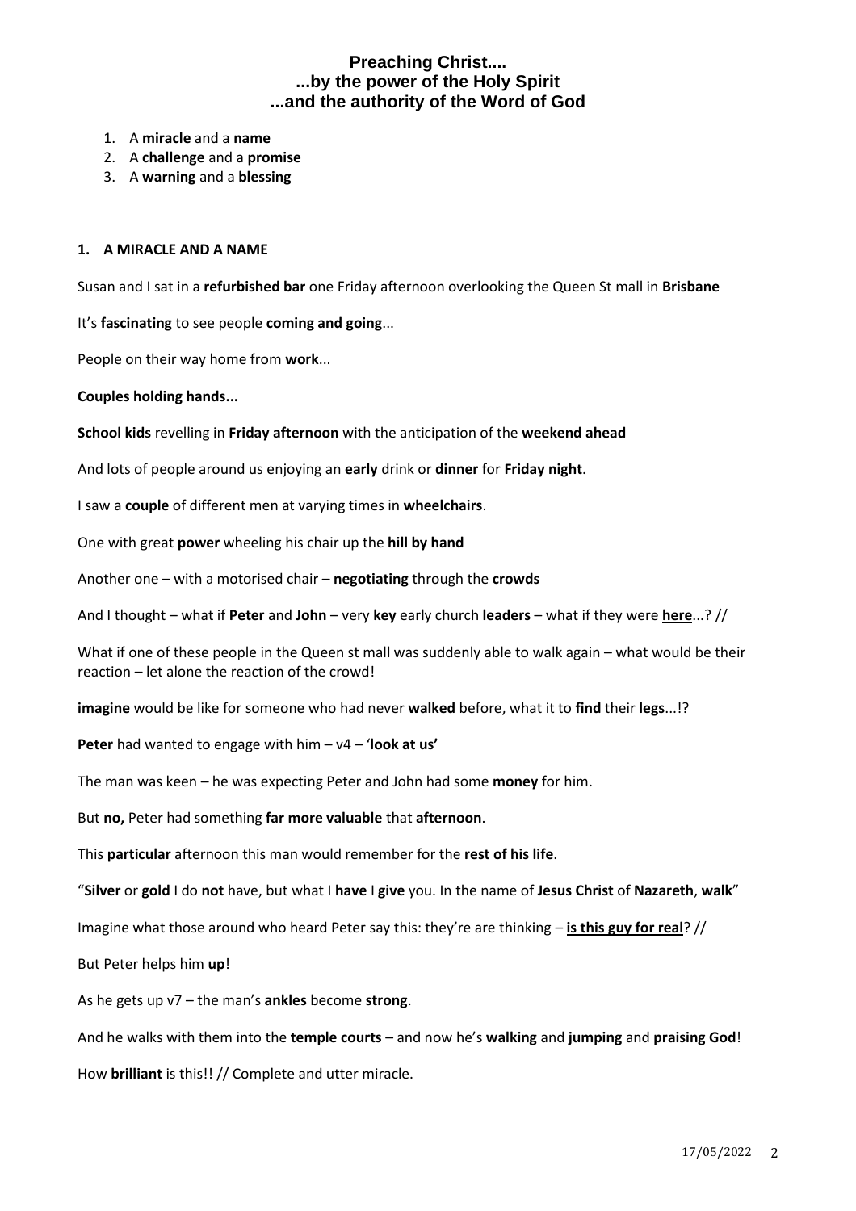# Preaching Christ....
## ...by the power of the Holy Spirit
## ...and the authority of the Word of God

1. A **miracle** and a **name**
2. A **challenge** and a **promise**
3. A **warning** and a **blessing**

### 1. A MIRACLE AND A NAME

Susan and I sat in a **refurbished bar** one Friday afternoon overlooking the Queen St mall in **Brisbane**

It's **fascinating** to see people **coming and going**...

People on their way home from **work**...

**Couples holding hands...**

**School kids** revelling in **Friday afternoon** with the anticipation of the **weekend ahead**

And lots of people around us enjoying an **early** drink or **dinner** for **Friday night**.

I saw a **couple** of different men at varying times in **wheelchairs**.

One with great **power** wheeling his chair up the **hill by hand**

Another one – with a motorised chair – **negotiating** through the **crowds**

And I thought – what if **Peter** and **John** – very **key** early church **leaders** – what if they were **<u>here</u>**...? //

What if one of these people in the Queen st mall was suddenly able to walk again – what would be their reaction – let alone the reaction of the crowd!

**imagine** would be like for someone who had never **walked** before, what it to **find** their **legs**...!?

**Peter** had wanted to engage with him – v4 – '**look at us'**

The man was keen – he was expecting Peter and John had some **money** for him.

But **no,** Peter had something **far more valuable** that **afternoon**.

This **particular** afternoon this man would remember for the **rest of his life**.

"**Silver** or **gold** I do **not** have, but what I **have** I **give** you. In the name of **Jesus Christ** of **Nazareth**, **walk**"

Imagine what those around who heard Peter say this: they're are thinking – **<u>is this guy for real</u>**? //

But Peter helps him **up**!

As he gets up v7 – the man's **ankles** become **strong**.

And he walks with them into the **temple courts** – and now he's **walking** and **jumping** and **praising God**!

How **brilliant** is this!! // Complete and utter miracle.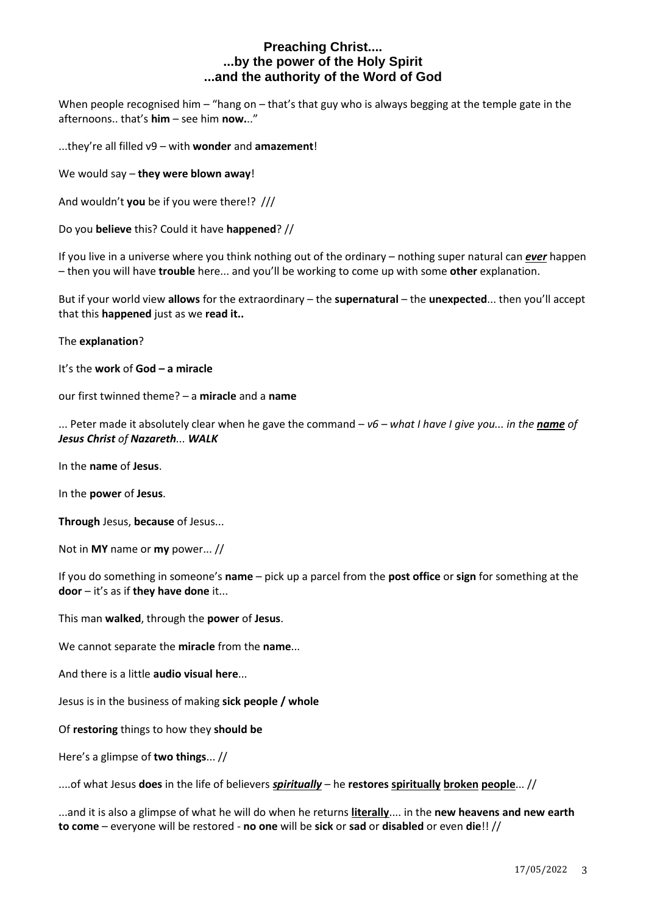# Preaching Christ....
# ...by the power of the Holy Spirit
# ...and the authority of the Word of God

When people recognised him – "hang on – that's that guy who is always begging at the temple gate in the afternoons.. that's **him** – see him **now.**.."

...they're all filled v9 – with **wonder** and **amazement**!

We would say – **they were blown away**!

And wouldn't **you** be if you were there!? ///

Do you **believe** this? Could it have **happened**? //

If you live in a universe where you think nothing out of the ordinary – nothing super natural can ***ever*** happen – then you will have **trouble** here... and you'll be working to come up with some **other** explanation.

But if your world view **allows** for the extraordinary – the **supernatural** – the **unexpected**... then you'll accept that this **happened** just as we **read it..**

The **explanation**?

It's the **work** of **God – a miracle**

our first twinned theme? – a **miracle** and a **name**

... Peter made it absolutely clear when he gave the command – *v6 – what I have I give you... in the **name** of **Jesus Christ** of **Nazareth**... **WALK***

In the **name** of **Jesus**.

In the **power** of **Jesus**.

**Through** Jesus, **because** of Jesus...

Not in **MY** name or **my** power... //

If you do something in someone's **name** – pick up a parcel from the **post office** or **sign** for something at the **door** – it's as if **they have done** it...

This man **walked**, through the **power** of **Jesus**.

We cannot separate the **miracle** from the **name**...

And there is a little **audio visual here**...

Jesus is in the business of making **sick people / whole**

Of **restoring** things to how they **should be**

Here's a glimpse of **two things**... //

....of what Jesus **does** in the life of believers ***spiritually*** – he **restores spiritually broken people**... //

...and it is also a glimpse of what he will do when he returns **literally**.... in the **new heavens and new earth to come** – everyone will be restored - **no one** will be **sick** or **sad** or **disabled** or even **die**!! //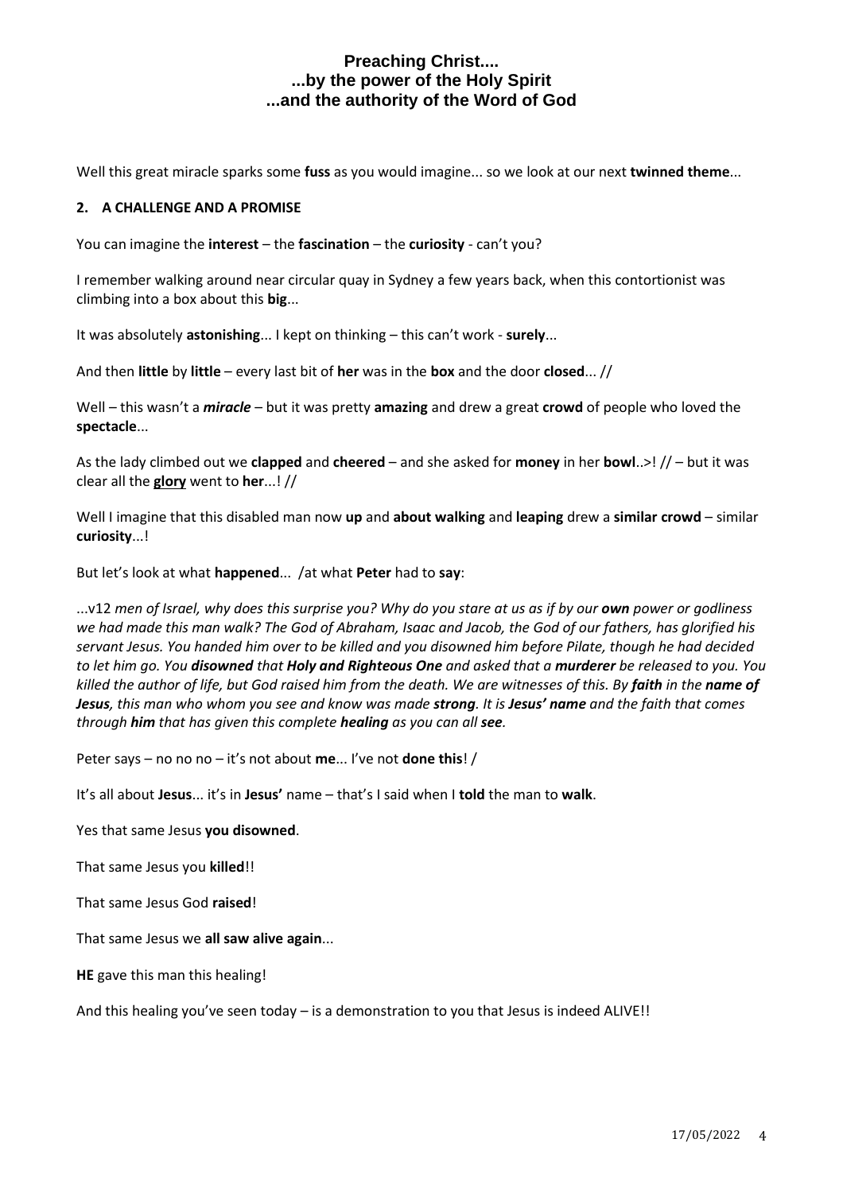**Preaching Christ....**
**...by the power of the Holy Spirit**
**...and the authority of the Word of God**

Well this great miracle sparks some **fuss** as you would imagine... so we look at our next **twinned theme**...

**2. A CHALLENGE AND A PROMISE**

You can imagine the **interest** – the **fascination** – the **curiosity** - can't you?

I remember walking around near circular quay in Sydney a few years back, when this contortionist was climbing into a box about this **big**...

It was absolutely **astonishing**... I kept on thinking – this can't work - **surely**...

And then **little** by **little** – every last bit of **her** was in the **box** and the door **closed**... //

Well – this wasn't a ***miracle*** – but it was pretty **amazing** and drew a great **crowd** of people who loved the **spectacle**...

As the lady climbed out we **clapped** and **cheered** – and she asked for **money** in her **bowl**..>! // – but it was clear all the <u>**glory**</u> went to **her**...! //

Well I imagine that this disabled man now **up** and **about walking** and **leaping** drew a **similar crowd** – similar **curiosity**...!

But let's look at what **happened**... /at what **Peter** had to **say**:

...v12 *men of Israel, why does this surprise you? Why do you stare at us as if by our **own** power or godliness we had made this man walk? The God of Abraham, Isaac and Jacob, the God of our fathers, has glorified his servant Jesus. You handed him over to be killed and you disowned him before Pilate, though he had decided to let him go. You **disowned** that **Holy and Righteous One** and asked that a **murderer** be released to you. You killed the author of life, but God raised him from the death. We are witnesses of this. By **faith** in the **name of Jesus**, this man who whom you see and know was made **strong**. It is **Jesus' name** and the faith that comes through **him** that has given this complete **healing** as you can all **see**.*

Peter says – no no no – it's not about **me**... I've not **done this**! /

It's all about **Jesus**... it's in **Jesus'** name – that's I said when I **told** the man to **walk**.

Yes that same Jesus **you disowned**.

That same Jesus you **killed**!!

That same Jesus God **raised**!

That same Jesus we **all saw alive again**...

**HE** gave this man this healing!

And this healing you've seen today – is a demonstration to you that Jesus is indeed ALIVE!!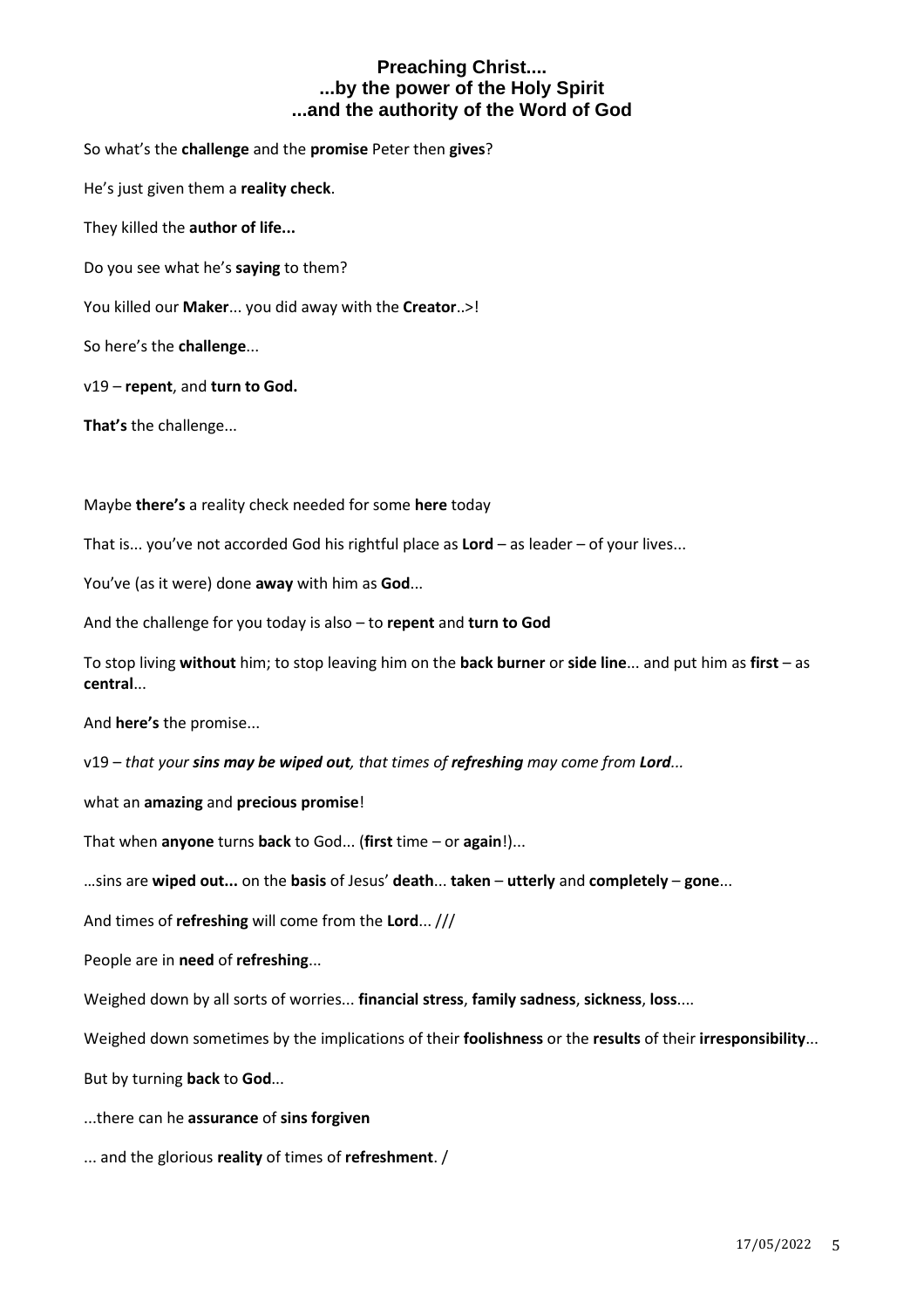**Preaching Christ....**
**...by the power of the Holy Spirit**
**...and the authority of the Word of God**

So what's the **challenge** and the **promise** Peter then **gives**?

He's just given them a **reality check**.

They killed the **author of life...**

Do you see what he's **saying** to them?

You killed our **Maker**... you did away with the **Creator**..>!

So here's the **challenge**...

v19 – **repent**, and **turn to God.**

**That's** the challenge...

Maybe **there's** a reality check needed for some **here** today

That is... you've not accorded God his rightful place as **Lord** – as leader – of your lives...

You've (as it were) done **away** with him as **God**...

And the challenge for you today is also – to **repent** and **turn to God**

To stop living **without** him; to stop leaving him on the **back burner** or **side line**... and put him as **first** – as **central**...

And **here's** the promise...

v19 – *that your **sins may be wiped out**, that times of **refreshing** may come from **Lord**...*

what an **amazing** and **precious promise**!

That when **anyone** turns **back** to God... (**first** time – or **again**!)...

…sins are **wiped out...** on the **basis** of Jesus' **death**... **taken** – **utterly** and **completely** – **gone**...

And times of **refreshing** will come from the **Lord**... ///

People are in **need** of **refreshing**...

Weighed down by all sorts of worries... **financial stress**, **family sadness**, **sickness**, **loss**....

Weighed down sometimes by the implications of their **foolishness** or the **results** of their **irresponsibility**...

But by turning **back** to **God**...

...there can he **assurance** of **sins forgiven**

... and the glorious **reality** of times of **refreshment**. /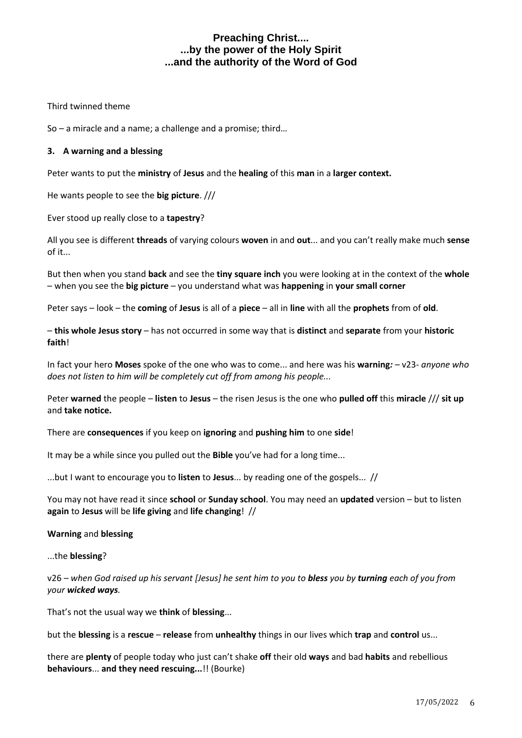**Preaching Christ....**
**...by the power of the Holy Spirit**
**...and the authority of the Word of God**

Third twinned theme

So – a miracle and a name; a challenge and a promise; third…

### 3. A warning and a blessing

Peter wants to put the **ministry** of **Jesus** and the **healing** of this **man** in a **larger context.**

He wants people to see the **big picture**. ///

Ever stood up really close to a **tapestry**?

All you see is different **threads** of varying colours **woven** in and **out**... and you can't really make much **sense** of it...

But then when you stand **back** and see the **tiny square inch** you were looking at in the context of the **whole** – when you see the **big picture** – you understand what was **happening** in **your small corner**

Peter says – look – the **coming** of **Jesus** is all of a **piece** – all in **line** with all the **prophets** from of **old**.

– **this whole Jesus story** – has not occurred in some way that is **distinct** and **separate** from your **historic faith**!

In fact your hero **Moses** spoke of the one who was to come... and here was his **warning***:* – v23- *anyone who does not listen to him will be completely cut off from among his people...*

Peter **warned** the people – **listen** to **Jesus** – the risen Jesus is the one who **pulled off** this **miracle** /// **sit up** and **take notice.**

There are **consequences** if you keep on **ignoring** and **pushing him** to one **side**!

It may be a while since you pulled out the **Bible** you've had for a long time...

...but I want to encourage you to **listen** to **Jesus**... by reading one of the gospels... //

You may not have read it since **school** or **Sunday school**. You may need an **updated** version – but to listen **again** to **Jesus** will be **life giving** and **life changing**! //

**Warning** and **blessing**

...the **blessing**?

v26 – *when God raised up his servant [Jesus] he sent him to you to **bless** you by **turning** each of you from your **wicked ways**.*

That's not the usual way we **think** of **blessing**...

but the **blessing** is a **rescue** – **release** from **unhealthy** things in our lives which **trap** and **control** us...

there are **plenty** of people today who just can't shake **off** their old **ways** and bad **habits** and rebellious **behaviours**... **and they need rescuing...**!! (Bourke)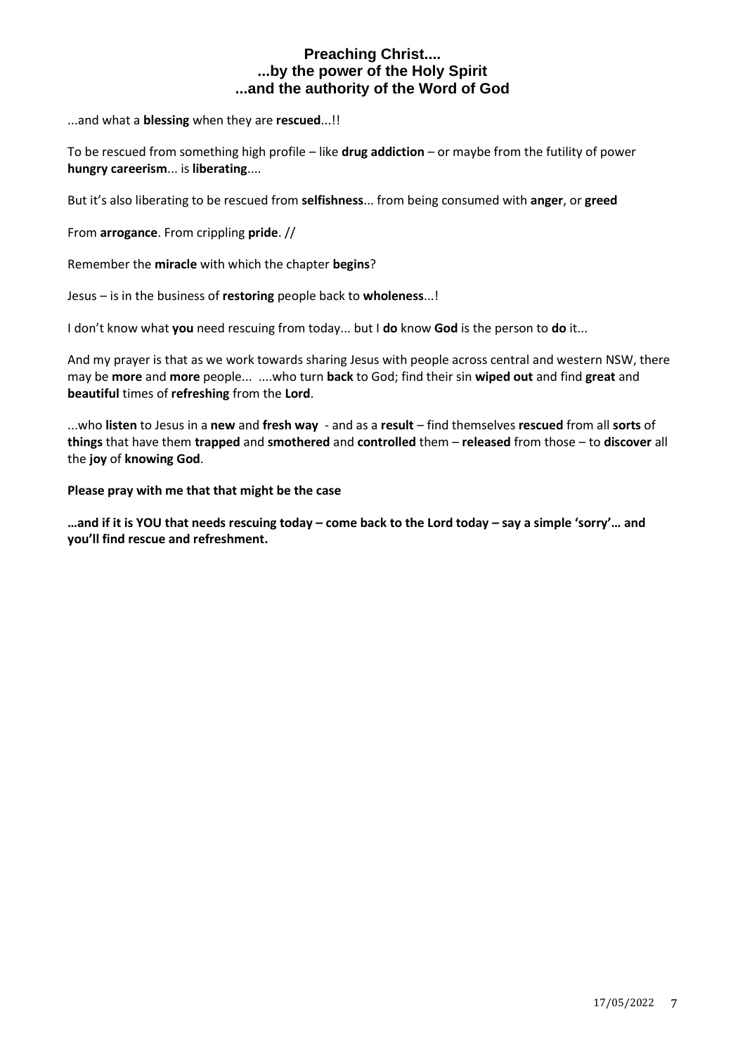**Preaching Christ....**
**...by the power of the Holy Spirit**
**...and the authority of the Word of God**

...and what a **blessing** when they are **rescued**...!!

To be rescued from something high profile – like **drug addiction** – or maybe from the futility of power **hungry careerism**... is **liberating**....

But it's also liberating to be rescued from **selfishness**... from being consumed with **anger**, or **greed**

From **arrogance**. From crippling **pride**. //

Remember the **miracle** with which the chapter **begins**?

Jesus – is in the business of **restoring** people back to **wholeness**...!

I don't know what **you** need rescuing from today... but I **do** know **God** is the person to **do** it...

And my prayer is that as we work towards sharing Jesus with people across central and western NSW, there may be **more** and **more** people... ....who turn **back** to God; find their sin **wiped out** and find **great** and **beautiful** times of **refreshing** from the **Lord**.

...who **listen** to Jesus in a **new** and **fresh way** - and as a **result** – find themselves **rescued** from all **sorts** of **things** that have them **trapped** and **smothered** and **controlled** them – **released** from those – to **discover** all the **joy** of **knowing God**.

**Please pray with me that that might be the case**

**…and if it is YOU that needs rescuing today – come back to the Lord today – say a simple 'sorry'… and you'll find rescue and refreshment.**

17/05/2022